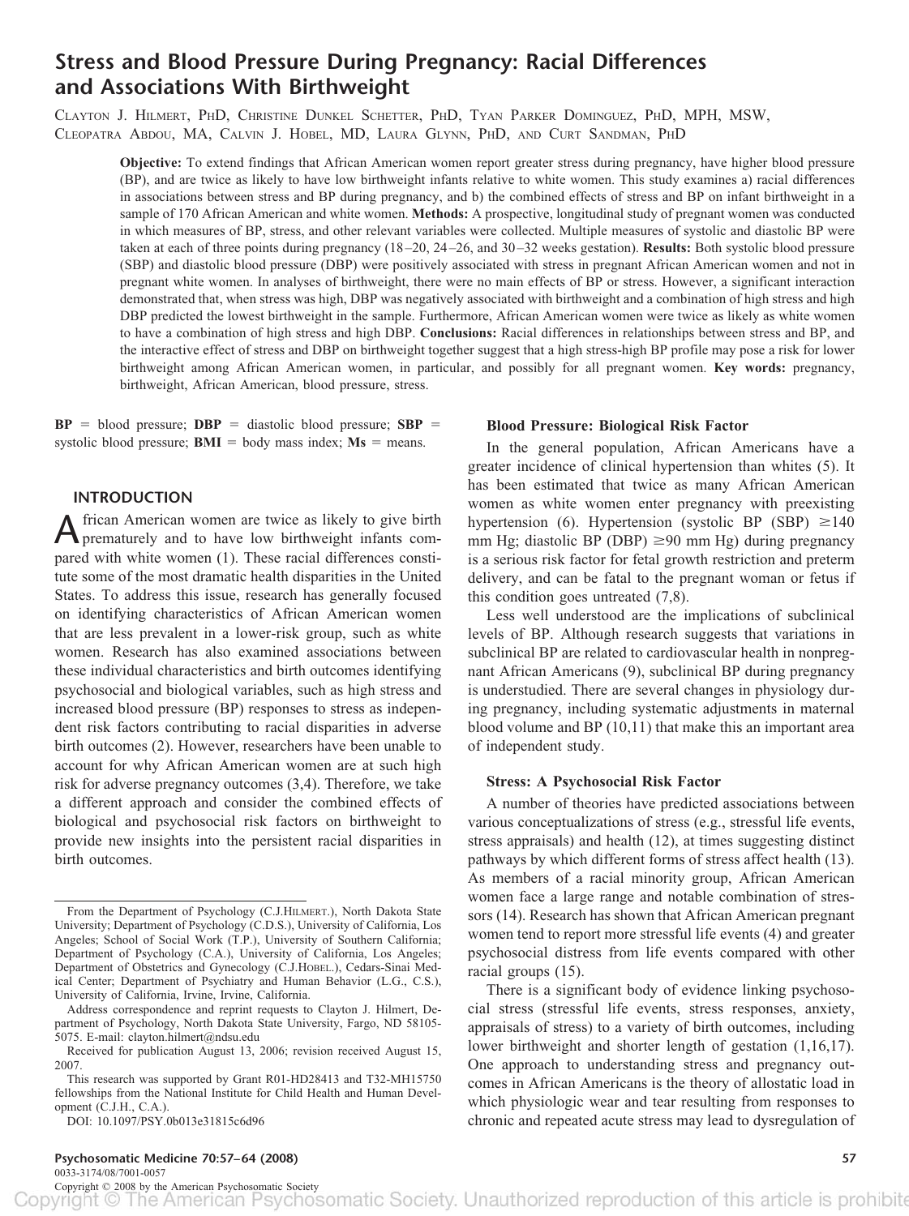# Stress and Blood Pressure During Pregnancy: Racial Differences and Associations With Birthweight

CLAYTON J. HILMERT, PHD, CHRISTINE DUNKEL SCHETTER, PHD, TYAN PARKER DOMINGUEZ, PHD, MPH, MSW, CLEOPATRA ABDOU, MA, CALVIN J. HOBEL, MD, LAURA GLYNN, PHD, AND CURT SANDMAN, PHD

**Objective:** To extend findings that African American women report greater stress during pregnancy, have higher blood pressure (BP), and are twice as likely to have low birthweight infants relative to white women. This study examines a) racial differences in associations between stress and BP during pregnancy, and b) the combined effects of stress and BP on infant birthweight in a sample of 170 African American and white women. **Methods:** A prospective, longitudinal study of pregnant women was conducted in which measures of BP, stress, and other relevant variables were collected. Multiple measures of systolic and diastolic BP were taken at each of three points during pregnancy (18–20, 24–26, and 30–32 weeks gestation). **Results:** Both systolic blood pressure (SBP) and diastolic blood pressure (DBP) were positively associated with stress in pregnant African American women and not in pregnant white women. In analyses of birthweight, there were no main effects of BP or stress. However, a significant interaction demonstrated that, when stress was high, DBP was negatively associated with birthweight and a combination of high stress and high DBP predicted the lowest birthweight in the sample. Furthermore, African American women were twice as likely as white women to have a combination of high stress and high DBP. **Conclusions:** Racial differences in relationships between stress and BP, and the interactive effect of stress and DBP on birthweight together suggest that a high stress-high BP profile may pose a risk for lower birthweight among African American women, in particular, and possibly for all pregnant women. **Key words:** pregnancy, birthweight, African American, blood pressure, stress.

**BP** = blood pressure; **DBP** = diastolic blood pressure; **SBP** = systolic blood pressure; **BMI** = body mass index; **Ms** = means.

## INTRODUCTION

African American women are twice as likely to give birth prematurely and to have low birthweight infants compared with white women (1). These racial differences constitute some of the most dramatic health disparities in the United States. To address this issue, research has generally focused on identifying characteristics of African American women that are less prevalent in a lower-risk group, such as white women. Research has also examined associations between these individual characteristics and birth outcomes identifying psychosocial and biological variables, such as high stress and increased blood pressure (BP) responses to stress as independent risk factors contributing to racial disparities in adverse birth outcomes (2). However, researchers have been unable to account for why African American women are at such high risk for adverse pregnancy outcomes (3,4). Therefore, we take a different approach and consider the combined effects of biological and psychosocial risk factors on birthweight to provide new insights into the persistent racial disparities in birth outcomes.

From the Department of Psychology (C.J.HILMERT.), North Dakota State University; Department of Psychology (C.D.S.), University of California, Los Angeles; School of Social Work (T.P.), University of Southern California; Department of Psychology (C.A.), University of California, Los Angeles; Department of Obstetrics and Gynecology (C.J.HOBEL.), Cedars-Sinai Medical Center; Department of Psychiatry and Human Behavior (L.G., C.S.), University of California, Irvine, Irvine, California.

Address correspondence and reprint requests to Clayton J. Hilmert, Department of Psychology, North Dakota State University, Fargo, ND 58105-5075. E-mail: clayton.hilmert@ndsu.edu

Received for publication August 13, 2006; revision received August 15, 2007.

This research was supported by Grant R01-HD28413 and T32-MH15750 fellowships from the National Institute for Child Health and Human Development (C.J.H., C.A.).

DOI: 10.1097/PSY.0b013e31815c6d96

### Blood Pressure: Biological Risk Factor

In the general population, African Americans have a greater incidence of clinical hypertension than whites (5). It has been estimated that twice as many African American women as white women enter pregnancy with preexisting hypertension (6). Hypertension (systolic BP (SBP) $\geq$140 mm Hg; diastolic BP (DBP) $\geq$90 mm Hg) during pregnancy is a serious risk factor for fetal growth restriction and preterm delivery, and can be fatal to the pregnant woman or fetus if this condition goes untreated (7,8).

Less well understood are the implications of subclinical levels of BP. Although research suggests that variations in subclinical BP are related to cardiovascular health in nonpregnant African Americans (9), subclinical BP during pregnancy is understudied. There are several changes in physiology during pregnancy, including systematic adjustments in maternal blood volume and BP (10,11) that make this an important area of independent study.

### Stress: A Psychosocial Risk Factor

A number of theories have predicted associations between various conceptualizations of stress (e.g., stressful life events, stress appraisals) and health (12), at times suggesting distinct pathways by which different forms of stress affect health (13). As members of a racial minority group, African American women face a large range and notable combination of stressors (14). Research has shown that African American pregnant women tend to report more stressful life events (4) and greater psychosocial distress from life events compared with other racial groups (15).

There is a significant body of evidence linking psychosocial stress (stressful life events, stress responses, anxiety, appraisals of stress) to a variety of birth outcomes, including lower birthweight and shorter length of gestation (1,16,17). One approach to understanding stress and pregnancy outcomes in African Americans is the theory of allostatic load in which physiologic wear and tear resulting from responses to chronic and repeated acute stress may lead to dysregulation of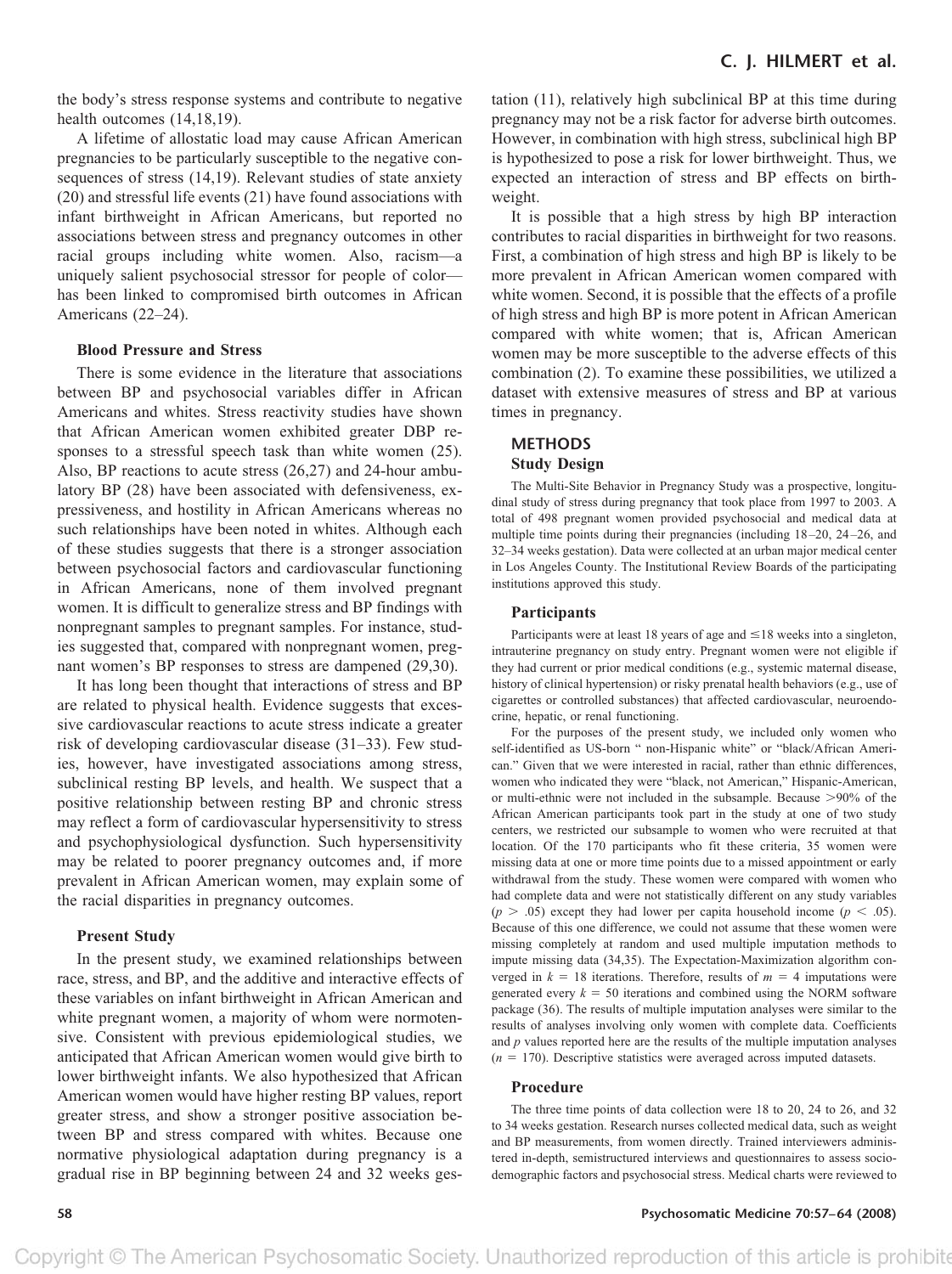the body's stress response systems and contribute to negative health outcomes (14,18,19).

A lifetime of allostatic load may cause African American pregnancies to be particularly susceptible to the negative consequences of stress (14,19). Relevant studies of state anxiety (20) and stressful life events (21) have found associations with infant birthweight in African Americans, but reported no associations between stress and pregnancy outcomes in other racial groups including white women. Also, racism—a uniquely salient psychosocial stressor for people of color—has been linked to compromised birth outcomes in African Americans (22–24).

### Blood Pressure and Stress

There is some evidence in the literature that associations between BP and psychosocial variables differ in African Americans and whites. Stress reactivity studies have shown that African American women exhibited greater DBP responses to a stressful speech task than white women (25). Also, BP reactions to acute stress (26,27) and 24-hour ambulatory BP (28) have been associated with defensiveness, expressiveness, and hostility in African Americans whereas no such relationships have been noted in whites. Although each of these studies suggests that there is a stronger association between psychosocial factors and cardiovascular functioning in African Americans, none of them involved pregnant women. It is difficult to generalize stress and BP findings with nonpregnant samples to pregnant samples. For instance, studies suggested that, compared with nonpregnant women, pregnant women's BP responses to stress are dampened (29,30).

It has long been thought that interactions of stress and BP are related to physical health. Evidence suggests that excessive cardiovascular reactions to acute stress indicate a greater risk of developing cardiovascular disease (31–33). Few studies, however, have investigated associations among stress, subclinical resting BP levels, and health. We suspect that a positive relationship between resting BP and chronic stress may reflect a form of cardiovascular hypersensitivity to stress and psychophysiological dysfunction. Such hypersensitivity may be related to poorer pregnancy outcomes and, if more prevalent in African American women, may explain some of the racial disparities in pregnancy outcomes.

### Present Study

In the present study, we examined relationships between race, stress, and BP, and the additive and interactive effects of these variables on infant birthweight in African American and white pregnant women, a majority of whom were normotensive. Consistent with previous epidemiological studies, we anticipated that African American women would give birth to lower birthweight infants. We also hypothesized that African American women would have higher resting BP values, report greater stress, and show a stronger positive association between BP and stress compared with whites. Because one normative physiological adaptation during pregnancy is a gradual rise in BP beginning between 24 and 32 weeks gestation (11), relatively high subclinical BP at this time during pregnancy may not be a risk factor for adverse birth outcomes. However, in combination with high stress, subclinical high BP is hypothesized to pose a risk for lower birthweight. Thus, we expected an interaction of stress and BP effects on birthweight.

It is possible that a high stress by high BP interaction contributes to racial disparities in birthweight for two reasons. First, a combination of high stress and high BP is likely to be more prevalent in African American women compared with white women. Second, it is possible that the effects of a profile of high stress and high BP is more potent in African American compared with white women; that is, African American women may be more susceptible to the adverse effects of this combination (2). To examine these possibilities, we utilized a dataset with extensive measures of stress and BP at various times in pregnancy.

## METHODS

### Study Design

The Multi-Site Behavior in Pregnancy Study was a prospective, longitudinal study of stress during pregnancy that took place from 1997 to 2003. A total of 498 pregnant women provided psychosocial and medical data at multiple time points during their pregnancies (including 18–20, 24–26, and 32–34 weeks gestation). Data were collected at an urban major medical center in Los Angeles County. The Institutional Review Boards of the participating institutions approved this study.

### Participants

Participants were at least 18 years of age and ≤18 weeks into a singleton, intrauterine pregnancy on study entry. Pregnant women were not eligible if they had current or prior medical conditions (e.g., systemic maternal disease, history of clinical hypertension) or risky prenatal health behaviors (e.g., use of cigarettes or controlled substances) that affected cardiovascular, neuroendocrine, hepatic, or renal functioning.

For the purposes of the present study, we included only women who self-identified as US-born " non-Hispanic white" or "black/African American." Given that we were interested in racial, rather than ethnic differences, women who indicated they were "black, not American," Hispanic-American, or multi-ethnic were not included in the subsample. Because >90% of the African American participants took part in the study at one of two study centers, we restricted our subsample to women who were recruited at that location. Of the 170 participants who fit these criteria, 35 women were missing data at one or more time points due to a missed appointment or early withdrawal from the study. These women were compared with women who had complete data and were not statistically different on any study variables ($p > .05$) except they had lower per capita household income ($p < .05$). Because of this one difference, we could not assume that these women were missing completely at random and used multiple imputation methods to impute missing data (34,35). The Expectation-Maximization algorithm converged in $k = 18$ iterations. Therefore, results of $m = 4$ imputations were generated every $k = 50$ iterations and combined using the NORM software package (36). The results of multiple imputation analyses were similar to the results of analyses involving only women with complete data. Coefficients and $p$ values reported here are the results of the multiple imputation analyses ($n = 170$). Descriptive statistics were averaged across imputed datasets.

### Procedure

The three time points of data collection were 18 to 20, 24 to 26, and 32 to 34 weeks gestation. Research nurses collected medical data, such as weight and BP measurements, from women directly. Trained interviewers administered in-depth, semistructured interviews and questionnaires to assess sociodemographic factors and psychosocial stress. Medical charts were reviewed to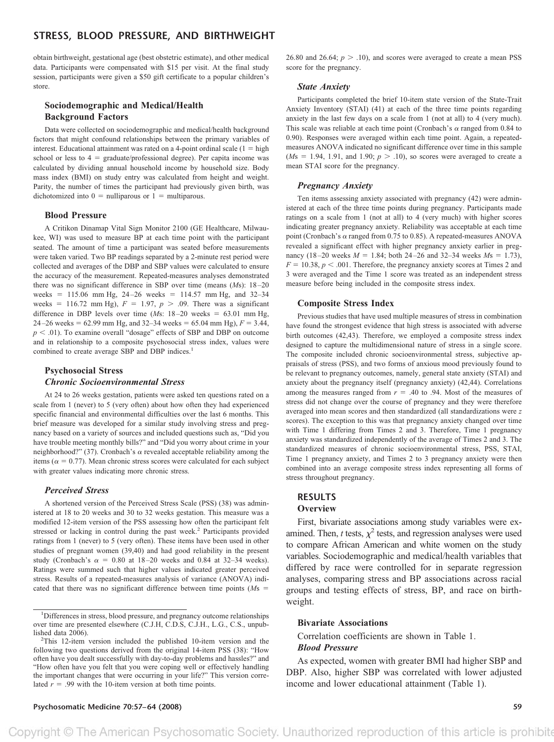obtain birthweight, gestational age (best obstetric estimate), and other medical data. Participants were compensated with $15 per visit. At the final study session, participants were given a $50 gift certificate to a popular children's store.

### Sociodemographic and Medical/Health Background Factors

Data were collected on sociodemographic and medical/health background factors that might confound relationships between the primary variables of interest. Educational attainment was rated on a 4-point ordinal scale (1 = high school or less to 4 = graduate/professional degree). Per capita income was calculated by dividing annual household income by household size. Body mass index (BMI) on study entry was calculated from height and weight. Parity, the number of times the participant had previously given birth, was dichotomized into 0 = nulliparous or 1 = multiparous.

### Blood Pressure

A Critikon Dinamap Vital Sign Monitor 2100 (GE Healthcare, Milwaukee, WI) was used to measure BP at each time point with the participant seated. The amount of time a participant was seated before measurements were taken varied. Two BP readings separated by a 2-minute rest period were collected and averages of the DBP and SBP values were calculated to ensure the accuracy of the measurement. Repeated-measures analyses demonstrated there was no significant difference in SBP over time (means (*M*s): 18–20 weeks = 115.06 mm Hg, 24–26 weeks = 114.57 mm Hg, and 32–34 weeks = 116.72 mm Hg), $F = 1.97$, $p > .09$. There was a significant difference in DBP levels over time (*M*s: 18–20 weeks = 63.01 mm Hg, 24–26 weeks = 62.99 mm Hg, and 32–34 weeks = 65.04 mm Hg), $F = 3.44$, $p < .01$). To examine overall "dosage" effects of SBP and DBP on outcome and in relationship to a composite psychosocial stress index, values were combined to create average SBP and DBP indices.[1]

### Psychosocial Stress

#### *Chronic Socioenvironmental Stress*

At 24 to 26 weeks gestation, patients were asked ten questions rated on a scale from 1 (never) to 5 (very often) about how often they had experienced specific financial and environmental difficulties over the last 6 months. This brief measure was developed for a similar study involving stress and pregnancy based on a variety of sources and included questions such as, "Did you have trouble meeting monthly bills?" and "Did you worry about crime in your neighborhood?" (37). Cronbach's α revealed acceptable reliability among the items (α = 0.77). Mean chronic stress scores were calculated for each subject with greater values indicating more chronic stress.

#### *Perceived Stress*

A shortened version of the Perceived Stress Scale (PSS) (38) was administered at 18 to 20 weeks and 30 to 32 weeks gestation. This measure was a modified 12-item version of the PSS assessing how often the participant felt stressed or lacking in control during the past week.[2] Participants provided ratings from 1 (never) to 5 (very often). These items have been used in other studies of pregnant women (39,40) and had good reliability in the present study (Cronbach's α = 0.80 at 18–20 weeks and 0.84 at 32–34 weeks). Ratings were summed such that higher values indicated greater perceived stress. Results of a repeated-measures analysis of variance (ANOVA) indicated that there was no significant difference between time points (*M*s = 26.80 and 26.64; $p > .10$), and scores were averaged to create a mean PSS score for the pregnancy.

#### *State Anxiety*

Participants completed the brief 10-item state version of the State-Trait Anxiety Inventory (STAI) (41) at each of the three time points regarding anxiety in the last few days on a scale from 1 (not at all) to 4 (very much). This scale was reliable at each time point (Cronbach's α ranged from 0.84 to 0.90). Responses were averaged within each time point. Again, a repeated-measures ANOVA indicated no significant difference over time in this sample (*M*s = 1.94, 1.91, and 1.90; $p > .10$), so scores were averaged to create a mean STAI score for the pregnancy.

#### *Pregnancy Anxiety*

Ten items assessing anxiety associated with pregnancy (42) were administered at each of the three time points during pregnancy. Participants made ratings on a scale from 1 (not at all) to 4 (very much) with higher scores indicating greater pregnancy anxiety. Reliability was acceptable at each time point (Cronbach's α ranged from 0.75 to 0.85). A repeated-measures ANOVA revealed a significant effect with higher pregnancy anxiety earlier in pregnancy (18–20 weeks *M* = 1.84; both 24–26 and 32–34 weeks *M*s = 1.73), $F = 10.38$, $p < .001$. Therefore, the pregnancy anxiety scores at Times 2 and 3 were averaged and the Time 1 score was treated as an independent stress measure before being included in the composite stress index.

### Composite Stress Index

Previous studies that have used multiple measures of stress in combination have found the strongest evidence that high stress is associated with adverse birth outcomes (42,43). Therefore, we employed a composite stress index designed to capture the multidimensional nature of stress in a single score. The composite included chronic socioenvironmental stress, subjective appraisals of stress (PSS), and two forms of anxious mood previously found to be relevant to pregnancy outcomes, namely, general state anxiety (STAI) and anxiety about the pregnancy itself (pregnancy anxiety) (42,44). Correlations among the measures ranged from $r = .40$ to .94. Most of the measures of stress did not change over the course of pregnancy and they were therefore averaged into mean scores and then standardized (all standardizations were *z* scores). The exception to this was that pregnancy anxiety changed over time with Time 1 differing from Times 2 and 3. Therefore, Time 1 pregnancy anxiety was standardized independently of the average of Times 2 and 3. The standardized measures of chronic socioenvironmental stress, PSS, STAI, Time 1 pregnancy anxiety, and Times 2 to 3 pregnancy anxiety were then combined into an average composite stress index representing all forms of stress throughout pregnancy.

## RESULTS

### Overview

First, bivariate associations among study variables were examined. Then, *t* tests, $\chi^2$ tests, and regression analyses were used to compare African American and white women on the study variables. Sociodemographic and medical/health variables that differed by race were controlled for in separate regression analyses, comparing stress and BP associations across racial groups and testing effects of stress, BP, and race on birthweight.

### Bivariate Associations

Correlation coefficients are shown in Table 1.

#### *Blood Pressure*

As expected, women with greater BMI had higher SBP and DBP. Also, higher SBP was correlated with lower adjusted income and lower educational attainment (Table 1).

---

[1] Differences in stress, blood pressure, and pregnancy outcome relationships over time are presented elsewhere (C.J.H, C.D.S, C.J.H., L.G., C.S., unpublished data 2006).

[2] This 12-item version included the published 10-item version and the following two questions derived from the original 14-item PSS (38): "How often have you dealt successfully with day-to-day problems and hassles?" and "How often have you felt that you were coping well or effectively handling the important changes that were occurring in your life?" This version correlated $r = .99$ with the 10-item version at both time points.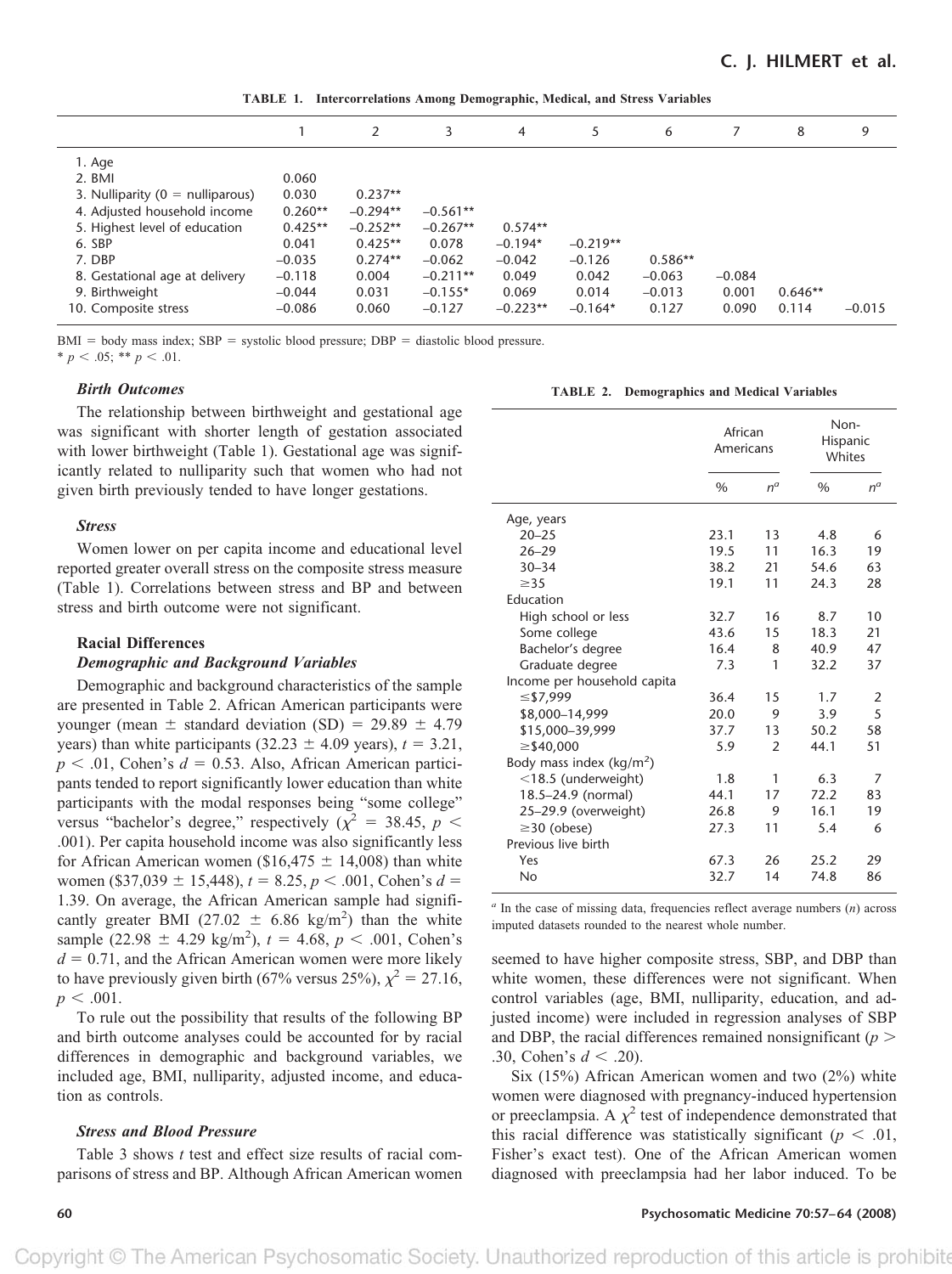**TABLE 1. Intercorrelations Among Demographic, Medical, and Stress Variables**

| | 1 | 2 | 3 | 4 | 5 | 6 | 7 | 8 | 9 |
|---|---|---|---|---|---|---|---|---|---|
| 1. Age | | | | | | | | | |
| 2. BMI | 0.060 | | | | | | | | |
| 3. Nulliparity (0 = nulliparous) | 0.030 | 0.237** | | | | | | | |
| 4. Adjusted household income | 0.260** | −0.294** | −0.561** | | | | | | |
| 5. Highest level of education | 0.425** | −0.252** | −0.267** | 0.574** | | | | | |
| 6. SBP | 0.041 | 0.425** | 0.078 | −0.194* | −0.219** | | | | |
| 7. DBP | −0.035 | 0.274** | −0.062 | −0.042 | −0.126 | 0.586** | | | |
| 8. Gestational age at delivery | −0.118 | 0.004 | −0.211** | 0.049 | 0.042 | −0.063 | −0.084 | | |
| 9. Birthweight | −0.044 | 0.031 | −0.155* | 0.069 | 0.014 | −0.013 | 0.001 | 0.646** | |
| 10. Composite stress | −0.086 | 0.060 | −0.127 | −0.223** | −0.164* | 0.127 | 0.090 | 0.114 | −0.015 |

BMI = body mass index; SBP = systolic blood pressure; DBP = diastolic blood pressure.
* $p < .05$; ** $p < .01$.

### *Birth Outcomes*

The relationship between birthweight and gestational age was significant with shorter length of gestation associated with lower birthweight (Table 1). Gestational age was significantly related to nulliparity such that women who had not given birth previously tended to have longer gestations.

### *Stress*

Women lower on per capita income and educational level reported greater overall stress on the composite stress measure (Table 1). Correlations between stress and BP and between stress and birth outcome were not significant.

## Racial Differences

### *Demographic and Background Variables*

Demographic and background characteristics of the sample are presented in Table 2. African American participants were younger (mean ± standard deviation (SD) = 29.89 ± 4.79 years) than white participants (32.23 ± 4.09 years), $t = 3.21$, $p < .01$, Cohen's $d = 0.53$. Also, African American participants tended to report significantly lower education than white participants with the modal responses being "some college" versus "bachelor's degree," respectively ($\chi^2 = 38.45$, $p < .001$). Per capita household income was also significantly less for African American women ($16,475 ± 14,008) than white women ($37,039 ± 15,448), $t = 8.25$, $p < .001$, Cohen's $d = 1.39$. On average, the African American sample had significantly greater BMI (27.02 ± 6.86 kg/m$^2$) than the white sample (22.98 ± 4.29 kg/m$^2$), $t = 4.68$, $p < .001$, Cohen's $d = 0.71$, and the African American women were more likely to have previously given birth (67% versus 25%), $\chi^2 = 27.16$, $p < .001$.

To rule out the possibility that results of the following BP and birth outcome analyses could be accounted for by racial differences in demographic and background variables, we included age, BMI, nulliparity, adjusted income, and education as controls.

### *Stress and Blood Pressure*

Table 3 shows $t$ test and effect size results of racial comparisons of stress and BP. Although African American women

**TABLE 2. Demographics and Medical Variables**

| | African Americans | | Non-Hispanic Whites | |
|---|---|---|---|---|
| | % | $n^a$ | % | $n^a$ |
| Age, years | | | | |
| 20–25 | 23.1 | 13 | 4.8 | 6 |
| 26–29 | 19.5 | 11 | 16.3 | 19 |
| 30–34 | 38.2 | 21 | 54.6 | 63 |
| ≥35 | 19.1 | 11 | 24.3 | 28 |
| Education | | | | |
| High school or less | 32.7 | 16 | 8.7 | 10 |
| Some college | 43.6 | 15 | 18.3 | 21 |
| Bachelor's degree | 16.4 | 8 | 40.9 | 47 |
| Graduate degree | 7.3 | 1 | 32.2 | 37 |
| Income per household capita | | | | |
| ≤$7,999 | 36.4 | 15 | 1.7 | 2 |
| $8,000–14,999 | 20.0 | 9 | 3.9 | 5 |
| $15,000–39,999 | 37.7 | 13 | 50.2 | 58 |
| ≥$40,000 | 5.9 | 2 | 44.1 | 51 |
| Body mass index (kg/m$^2$) | | | | |
| <18.5 (underweight) | 1.8 | 1 | 6.3 | 7 |
| 18.5–24.9 (normal) | 44.1 | 17 | 72.2 | 83 |
| 25–29.9 (overweight) | 26.8 | 9 | 16.1 | 19 |
| ≥30 (obese) | 27.3 | 11 | 5.4 | 6 |
| Previous live birth | | | | |
| Yes | 67.3 | 26 | 25.2 | 29 |
| No | 32.7 | 14 | 74.8 | 86 |

[a] In the case of missing data, frequencies reflect average numbers ($n$) across imputed datasets rounded to the nearest whole number.

seemed to have higher composite stress, SBP, and DBP than white women, these differences were not significant. When control variables (age, BMI, nulliparity, education, and adjusted income) were included in regression analyses of SBP and DBP, the racial differences remained nonsignificant ($p > .30$, Cohen's $d < .20$).

Six (15%) African American women and two (2%) white women were diagnosed with pregnancy-induced hypertension or preeclampsia. A $\chi^2$ test of independence demonstrated that this racial difference was statistically significant ($p < .01$, Fisher's exact test). One of the African American women diagnosed with preeclampsia had her labor induced. To be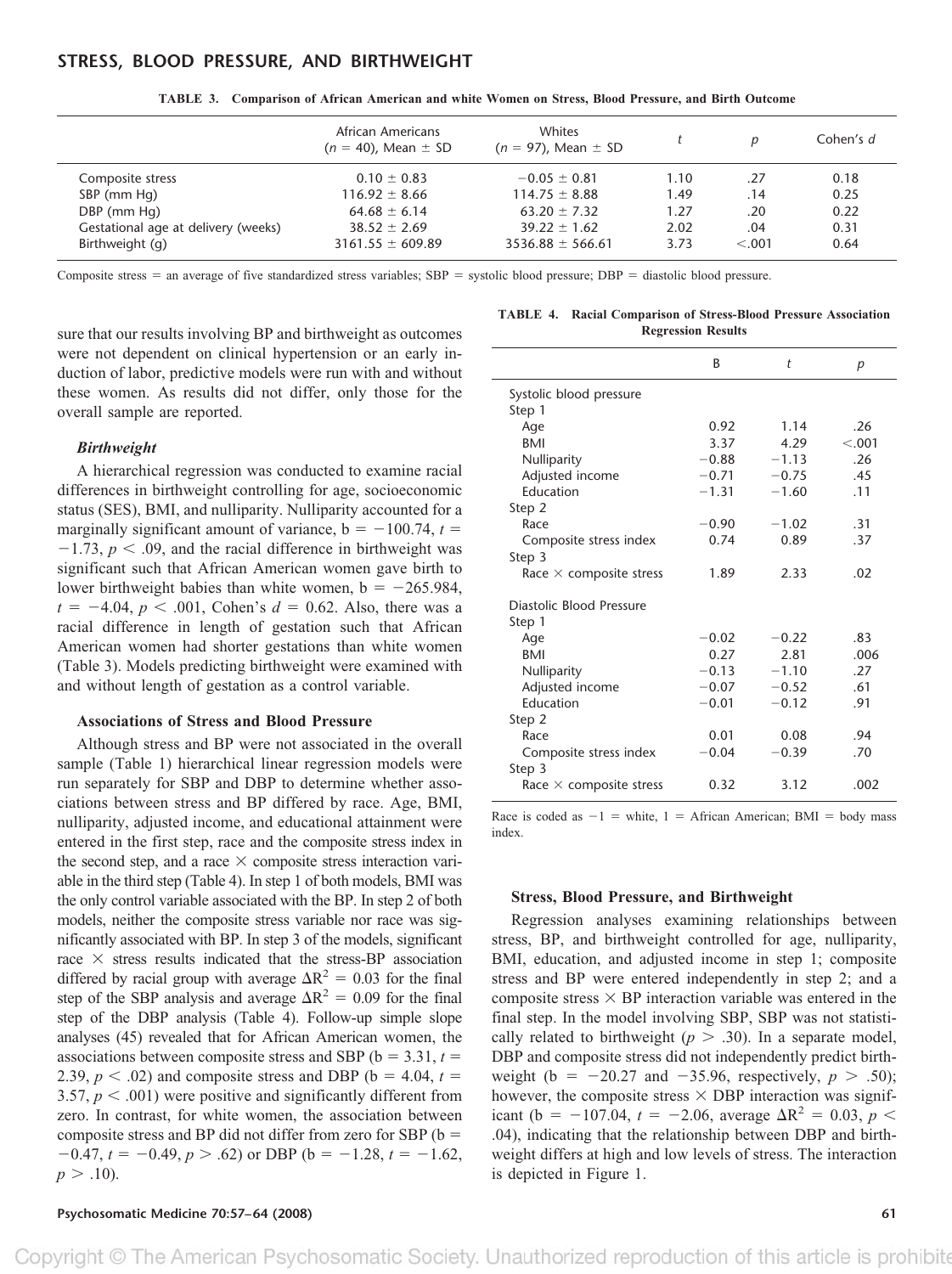**TABLE 3. Comparison of African American and white Women on Stress, Blood Pressure, and Birth Outcome**

| | African Americans ($n$ = 40), Mean ± SD | Whites ($n$ = 97), Mean ± SD | $t$ | $p$ | Cohen's $d$ |
|---|---|---|---|---|---|
| Composite stress | 0.10 ± 0.83 | −0.05 ± 0.81 | 1.10 | .27 | 0.18 |
| SBP (mm Hg) | 116.92 ± 8.66 | 114.75 ± 8.88 | 1.49 | .14 | 0.25 |
| DBP (mm Hg) | 64.68 ± 6.14 | 63.20 ± 7.32 | 1.27 | .20 | 0.22 |
| Gestational age at delivery (weeks) | 38.52 ± 2.69 | 39.22 ± 1.62 | 2.02 | .04 | 0.31 |
| Birthweight (g) | 3161.55 ± 609.89 | 3536.88 ± 566.61 | 3.73 | <.001 | 0.64 |

Composite stress = an average of five standardized stress variables; SBP = systolic blood pressure; DBP = diastolic blood pressure.

sure that our results involving BP and birthweight as outcomes were not dependent on clinical hypertension or an early induction of labor, predictive models were run with and without these women. As results did not differ, only those for the overall sample are reported.

### *Birthweight*

A hierarchical regression was conducted to examine racial differences in birthweight controlling for age, socioeconomic status (SES), BMI, and nulliparity. Nulliparity accounted for a marginally significant amount of variance, b = −100.74, $t = -1.73$, $p < .09$, and the racial difference in birthweight was significant such that African American women gave birth to lower birthweight babies than white women, b = −265.984, $t = -4.04$, $p < .001$, Cohen's $d$ = 0.62. Also, there was a racial difference in length of gestation such that African American women had shorter gestations than white women (Table 3). Models predicting birthweight were examined with and without length of gestation as a control variable.

### Associations of Stress and Blood Pressure

Although stress and BP were not associated in the overall sample (Table 1) hierarchical linear regression models were run separately for SBP and DBP to determine whether associations between stress and BP differed by race. Age, BMI, nulliparity, adjusted income, and educational attainment were entered in the first step, race and the composite stress index in the second step, and a race × composite stress interaction variable in the third step (Table 4). In step 1 of both models, BMI was the only control variable associated with the BP. In step 2 of both models, neither the composite stress variable nor race was significantly associated with BP. In step 3 of the models, significant race × stress results indicated that the stress-BP association differed by racial group with average $\Delta R^2 = 0.03$ for the final step of the SBP analysis and average $\Delta R^2 = 0.09$ for the final step of the DBP analysis (Table 4). Follow-up simple slope analyses (45) revealed that for African American women, the associations between composite stress and SBP (b = 3.31, $t = 2.39$, $p < .02$) and composite stress and DBP (b = 4.04, $t = 3.57$, $p < .001$) were positive and significantly different from zero. In contrast, for white women, the association between composite stress and BP did not differ from zero for SBP (b = −0.47, $t = -0.49$, $p > .62$) or DBP (b = −1.28, $t = -1.62$, $p > .10$).

**TABLE 4. Racial Comparison of Stress-Blood Pressure Association Regression Results**

| | B | $t$ | $p$ |
|---|---|---|---|
| Systolic blood pressure | | | |
| Step 1 | | | |
| Age | 0.92 | 1.14 | .26 |
| BMI | 3.37 | 4.29 | <.001 |
| Nulliparity | −0.88 | −1.13 | .26 |
| Adjusted income | −0.71 | −0.75 | .45 |
| Education | −1.31 | −1.60 | .11 |
| Step 2 | | | |
| Race | −0.90 | −1.02 | .31 |
| Composite stress index | 0.74 | 0.89 | .37 |
| Step 3 | | | |
| Race × composite stress | 1.89 | 2.33 | .02 |
| Diastolic Blood Pressure | | | |
| Step 1 | | | |
| Age | −0.02 | −0.22 | .83 |
| BMI | 0.27 | 2.81 | .006 |
| Nulliparity | −0.13 | −1.10 | .27 |
| Adjusted income | −0.07 | −0.52 | .61 |
| Education | −0.01 | −0.12 | .91 |
| Step 2 | | | |
| Race | 0.01 | 0.08 | .94 |
| Composite stress index | −0.04 | −0.39 | .70 |
| Step 3 | | | |
| Race × composite stress | 0.32 | 3.12 | .002 |

Race is coded as −1 = white, 1 = African American; BMI = body mass index.

### Stress, Blood Pressure, and Birthweight

Regression analyses examining relationships between stress, BP, and birthweight controlled for age, nulliparity, BMI, education, and adjusted income in step 1; composite stress and BP were entered independently in step 2; and a composite stress × BP interaction variable was entered in the final step. In the model involving SBP, SBP was not statistically related to birthweight ($p > .30$). In a separate model, DBP and composite stress did not independently predict birthweight (b = −20.27 and −35.96, respectively, $p > .50$); however, the composite stress × DBP interaction was significant (b = −107.04, $t = -2.06$, average $\Delta R^2 = 0.03$, $p < .04$), indicating that the relationship between DBP and birthweight differs at high and low levels of stress. The interaction is depicted in Figure 1.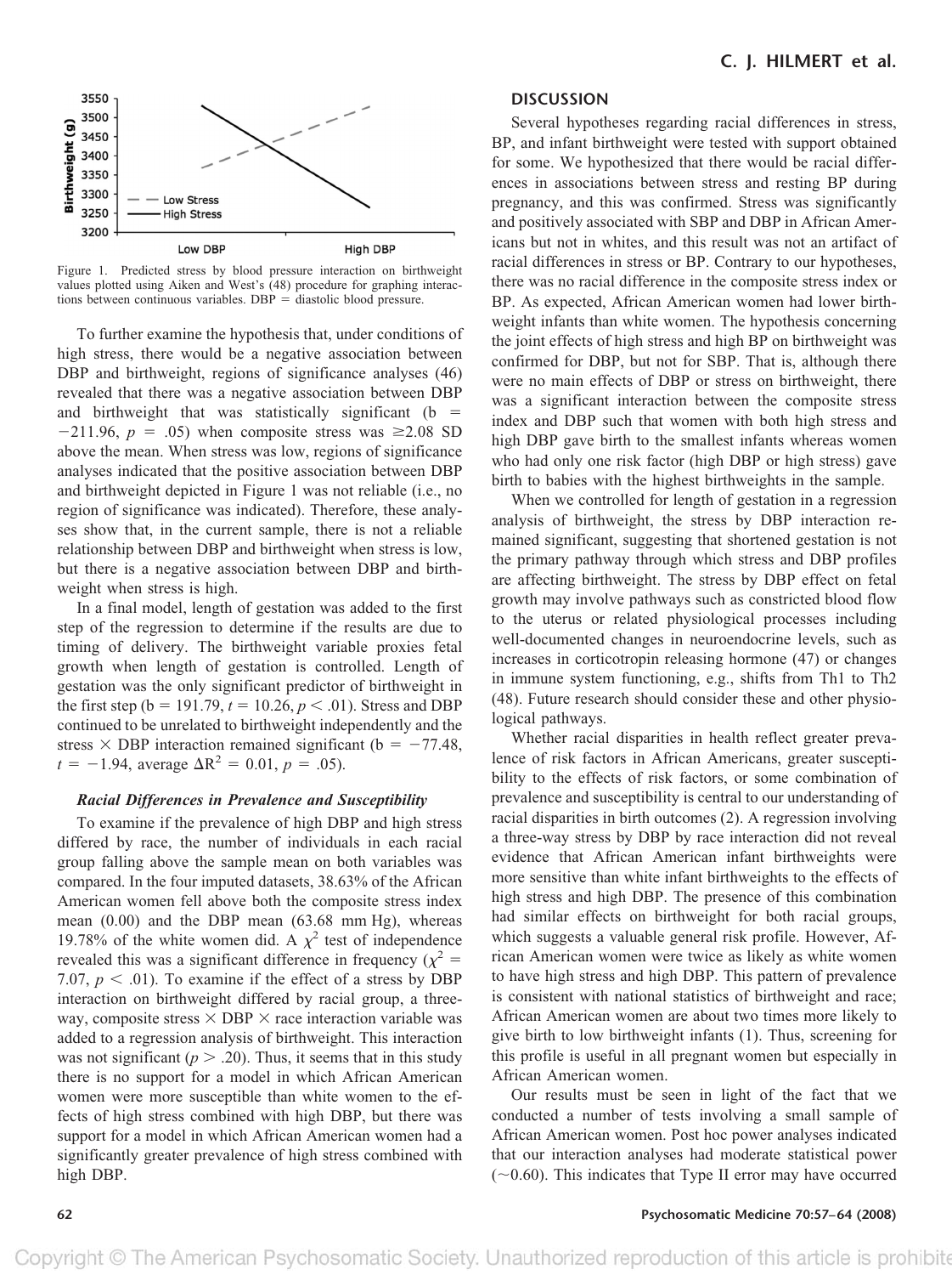3550
3500
3450
3400
3350
3300
3250
3200

Birthweight (g)

Low Stress
High Stress

Low DBP
High DBP

Figure 1. Predicted stress by blood pressure interaction on birthweight values plotted using Aiken and West's (48) procedure for graphing interactions between continuous variables. DBP = diastolic blood pressure.

To further examine the hypothesis that, under conditions of high stress, there would be a negative association between DBP and birthweight, regions of significance analyses (46) revealed that there was a negative association between DBP and birthweight that was statistically significant ($b = -211.96$, $p = .05$) when composite stress was $\geq$2.08 SD above the mean. When stress was low, regions of significance analyses indicated that the positive association between DBP and birthweight depicted in Figure 1 was not reliable (i.e., no region of significance was indicated). Therefore, these analyses show that, in the current sample, there is not a reliable relationship between DBP and birthweight when stress is low, but there is a negative association between DBP and birthweight when stress is high.

In a final model, length of gestation was added to the first step of the regression to determine if the results are due to timing of delivery. The birthweight variable proxies fetal growth when length of gestation is controlled. Length of gestation was the only significant predictor of birthweight in the first step ($b = 191.79$, $t = 10.26$, $p < .01$). Stress and DBP continued to be unrelated to birthweight independently and the stress × DBP interaction remained significant ($b = -77.48$, $t = -1.94$, average $\Delta R^2 = 0.01$, $p = .05$).

### *Racial Differences in Prevalence and Susceptibility*

To examine if the prevalence of high DBP and high stress differed by race, the number of individuals in each racial group falling above the sample mean on both variables was compared. In the four imputed datasets, 38.63% of the African American women fell above both the composite stress index mean (0.00) and the DBP mean (63.68 mm Hg), whereas 19.78% of the white women did. A $\chi^2$ test of independence revealed this was a significant difference in frequency ($\chi^2 = 7.07$, $p < .01$). To examine if the effect of a stress by DBP interaction on birthweight differed by racial group, a three-way, composite stress × DBP × race interaction variable was added to a regression analysis of birthweight. This interaction was not significant ($p > .20$). Thus, it seems that in this study there is no support for a model in which African American women were more susceptible than white women to the effects of high stress combined with high DBP, but there was support for a model in which African American women had a significantly greater prevalence of high stress combined with high DBP.

## DISCUSSION

Several hypotheses regarding racial differences in stress, BP, and infant birthweight were tested with support obtained for some. We hypothesized that there would be racial differences in associations between stress and resting BP during pregnancy, and this was confirmed. Stress was significantly and positively associated with SBP and DBP in African Americans but not in whites, and this result was not an artifact of racial differences in stress or BP. Contrary to our hypotheses, there was no racial difference in the composite stress index or BP. As expected, African American women had lower birthweight infants than white women. The hypothesis concerning the joint effects of high stress and high BP on birthweight was confirmed for DBP, but not for SBP. That is, although there were no main effects of DBP or stress on birthweight, there was a significant interaction between the composite stress index and DBP such that women with both high stress and high DBP gave birth to the smallest infants whereas women who had only one risk factor (high DBP or high stress) gave birth to babies with the highest birthweights in the sample.

When we controlled for length of gestation in a regression analysis of birthweight, the stress by DBP interaction remained significant, suggesting that shortened gestation is not the primary pathway through which stress and DBP profiles are affecting birthweight. The stress by DBP effect on fetal growth may involve pathways such as constricted blood flow to the uterus or related physiological processes including well-documented changes in neuroendocrine levels, such as increases in corticotropin releasing hormone (47) or changes in immune system functioning, e.g., shifts from Th1 to Th2 (48). Future research should consider these and other physiological pathways.

Whether racial disparities in health reflect greater prevalence of risk factors in African Americans, greater susceptibility to the effects of risk factors, or some combination of prevalence and susceptibility is central to our understanding of racial disparities in birth outcomes (2). A regression involving a three-way stress by DBP by race interaction did not reveal evidence that African American infant birthweights were more sensitive than white infant birthweights to the effects of high stress and high DBP. The presence of this combination had similar effects on birthweight for both racial groups, which suggests a valuable general risk profile. However, African American women were twice as likely as white women to have high stress and high DBP. This pattern of prevalence is consistent with national statistics of birthweight and race; African American women are about two times more likely to give birth to low birthweight infants (1). Thus, screening for this profile is useful in all pregnant women but especially in African American women.

Our results must be seen in light of the fact that we conducted a number of tests involving a small sample of African American women. Post hoc power analyses indicated that our interaction analyses had moderate statistical power (~0.60). This indicates that Type II error may have occurred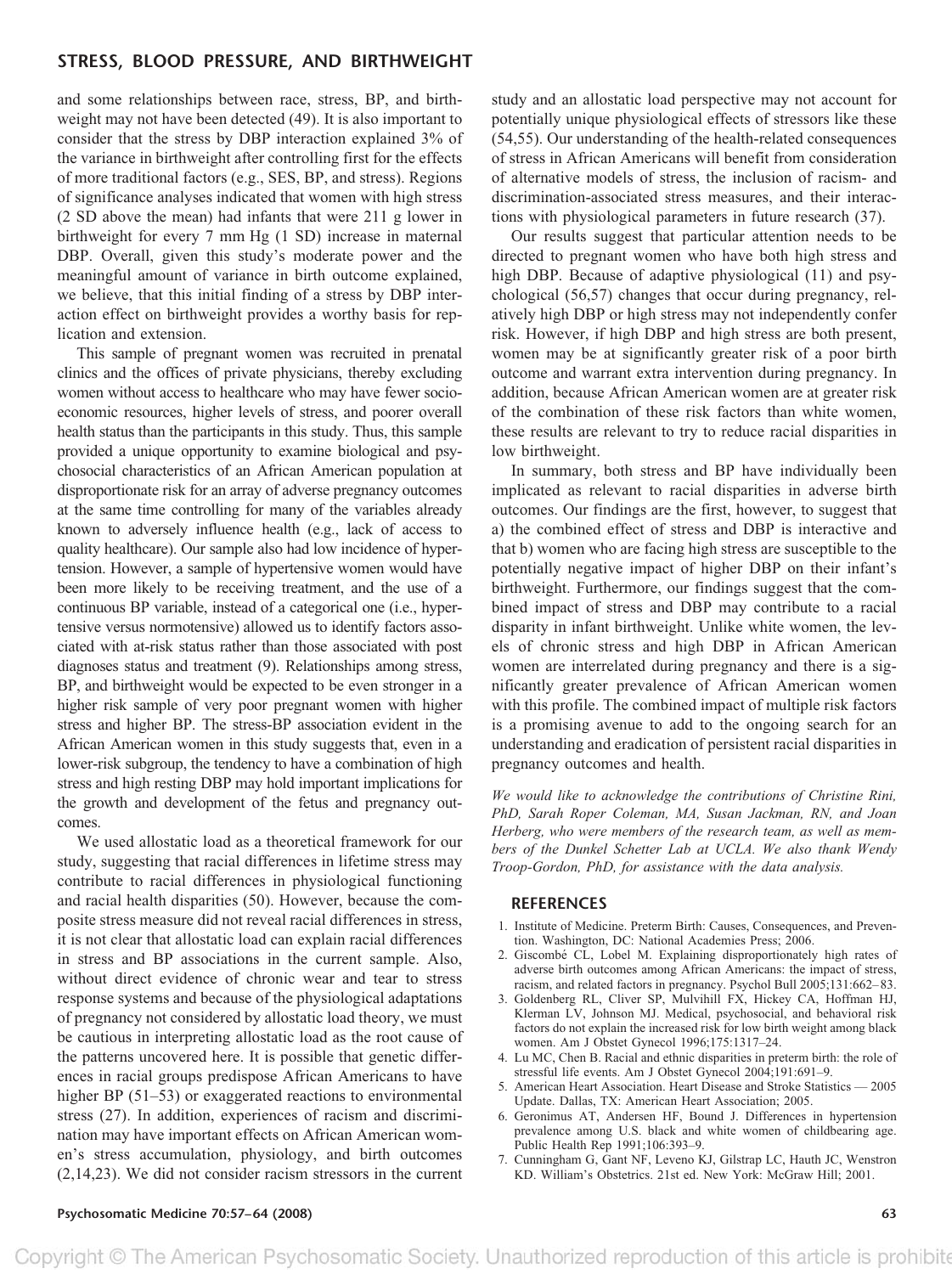and some relationships between race, stress, BP, and birthweight may not have been detected (49). It is also important to consider that the stress by DBP interaction explained 3% of the variance in birthweight after controlling first for the effects of more traditional factors (e.g., SES, BP, and stress). Regions of significance analyses indicated that women with high stress (2 SD above the mean) had infants that were 211 g lower in birthweight for every 7 mm Hg (1 SD) increase in maternal DBP. Overall, given this study's moderate power and the meaningful amount of variance in birth outcome explained, we believe, that this initial finding of a stress by DBP interaction effect on birthweight provides a worthy basis for replication and extension.

This sample of pregnant women was recruited in prenatal clinics and the offices of private physicians, thereby excluding women without access to healthcare who may have fewer socioeconomic resources, higher levels of stress, and poorer overall health status than the participants in this study. Thus, this sample provided a unique opportunity to examine biological and psychosocial characteristics of an African American population at disproportionate risk for an array of adverse pregnancy outcomes at the same time controlling for many of the variables already known to adversely influence health (e.g., lack of access to quality healthcare). Our sample also had low incidence of hypertension. However, a sample of hypertensive women would have been more likely to be receiving treatment, and the use of a continuous BP variable, instead of a categorical one (i.e., hypertensive versus normotensive) allowed us to identify factors associated with at-risk status rather than those associated with post diagnoses status and treatment (9). Relationships among stress, BP, and birthweight would be expected to be even stronger in a higher risk sample of very poor pregnant women with higher stress and higher BP. The stress-BP association evident in the African American women in this study suggests that, even in a lower-risk subgroup, the tendency to have a combination of high stress and high resting DBP may hold important implications for the growth and development of the fetus and pregnancy outcomes.

We used allostatic load as a theoretical framework for our study, suggesting that racial differences in lifetime stress may contribute to racial differences in physiological functioning and racial health disparities (50). However, because the composite stress measure did not reveal racial differences in stress, it is not clear that allostatic load can explain racial differences in stress and BP associations in the current sample. Also, without direct evidence of chronic wear and tear to stress response systems and because of the physiological adaptations of pregnancy not considered by allostatic load theory, we must be cautious in interpreting allostatic load as the root cause of the patterns uncovered here. It is possible that genetic differences in racial groups predispose African Americans to have higher BP (51–53) or exaggerated reactions to environmental stress (27). In addition, experiences of racism and discrimination may have important effects on African American women's stress accumulation, physiology, and birth outcomes (2,14,23). We did not consider racism stressors in the current study and an allostatic load perspective may not account for potentially unique physiological effects of stressors like these (54,55). Our understanding of the health-related consequences of stress in African Americans will benefit from consideration of alternative models of stress, the inclusion of racism- and discrimination-associated stress measures, and their interactions with physiological parameters in future research (37).

Our results suggest that particular attention needs to be directed to pregnant women who have both high stress and high DBP. Because of adaptive physiological (11) and psychological (56,57) changes that occur during pregnancy, relatively high DBP or high stress may not independently confer risk. However, if high DBP and high stress are both present, women may be at significantly greater risk of a poor birth outcome and warrant extra intervention during pregnancy. In addition, because African American women are at greater risk of the combination of these risk factors than white women, these results are relevant to try to reduce racial disparities in low birthweight.

In summary, both stress and BP have individually been implicated as relevant to racial disparities in adverse birth outcomes. Our findings are the first, however, to suggest that a) the combined effect of stress and DBP is interactive and that b) women who are facing high stress are susceptible to the potentially negative impact of higher DBP on their infant's birthweight. Furthermore, our findings suggest that the combined impact of stress and DBP may contribute to a racial disparity in infant birthweight. Unlike white women, the levels of chronic stress and high DBP in African American women are interrelated during pregnancy and there is a significantly greater prevalence of African American women with this profile. The combined impact of multiple risk factors is a promising avenue to add to the ongoing search for an understanding and eradication of persistent racial disparities in pregnancy outcomes and health.

*We would like to acknowledge the contributions of Christine Rini, PhD, Sarah Roper Coleman, MA, Susan Jackman, RN, and Joan Herberg, who were members of the research team, as well as members of the Dunkel Schetter Lab at UCLA. We also thank Wendy Troop-Gordon, PhD, for assistance with the data analysis.*

## REFERENCES

1. Institute of Medicine. Preterm Birth: Causes, Consequences, and Prevention. Washington, DC: National Academies Press; 2006.
2. Giscombé CL, Lobel M. Explaining disproportionately high rates of adverse birth outcomes among African Americans: the impact of stress, racism, and related factors in pregnancy. Psychol Bull 2005;131:662–83.
3. Goldenberg RL, Cliver SP, Mulvihill FX, Hickey CA, Hoffman HJ, Klerman LV, Johnson MJ. Medical, psychosocial, and behavioral risk factors do not explain the increased risk for low birth weight among black women. Am J Obstet Gynecol 1996;175:1317–24.
4. Lu MC, Chen B. Racial and ethnic disparities in preterm birth: the role of stressful life events. Am J Obstet Gynecol 2004;191:691–9.
5. American Heart Association. Heart Disease and Stroke Statistics — 2005 Update. Dallas, TX: American Heart Association; 2005.
6. Geronimus AT, Andersen HF, Bound J. Differences in hypertension prevalence among U.S. black and white women of childbearing age. Public Health Rep 1991;106:393–9.
7. Cunningham G, Gant NF, Leveno KJ, Gilstrap LC, Hauth JC, Wenstron KD. William's Obstetrics. 21st ed. New York: McGraw Hill; 2001.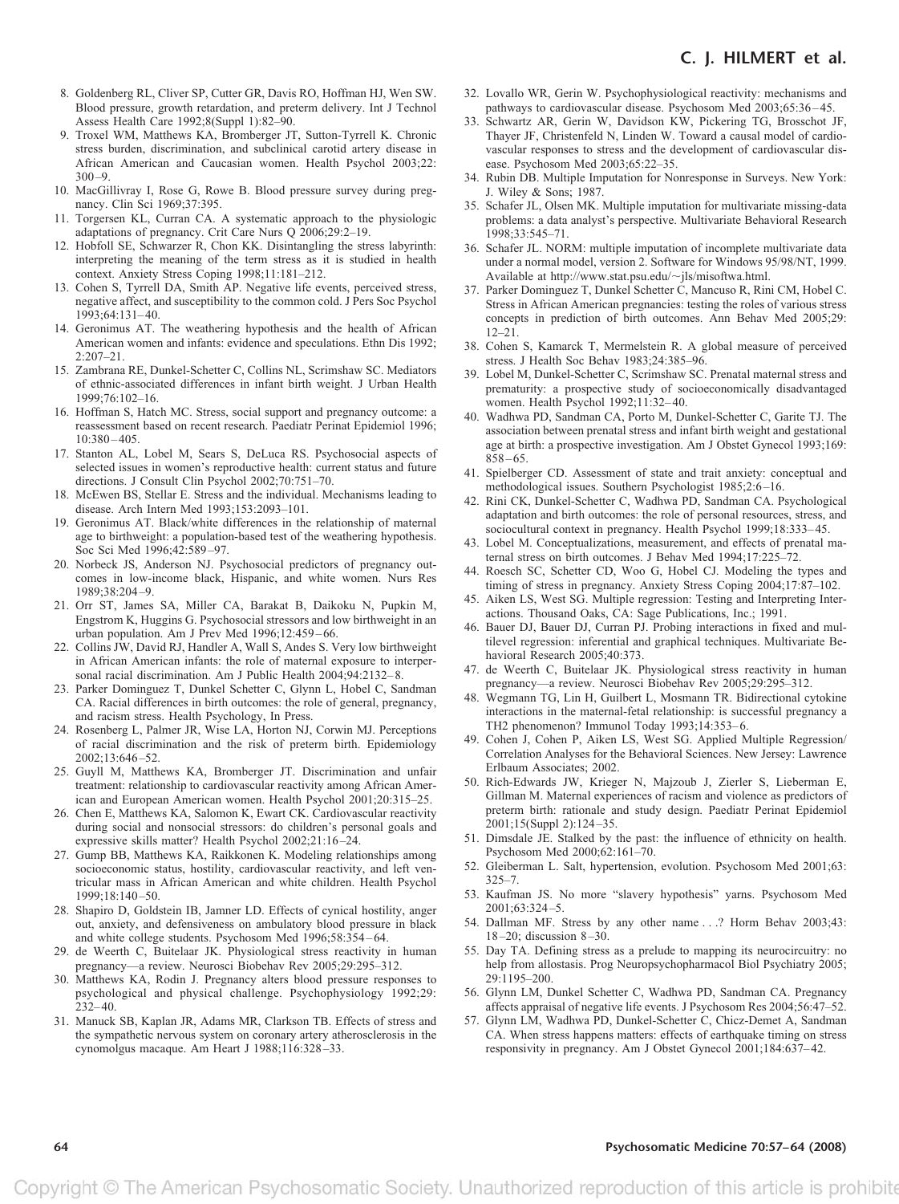8. Goldenberg RL, Cliver SP, Cutter GR, Davis RO, Hoffman HJ, Wen SW. Blood pressure, growth retardation, and preterm delivery. Int J Technol Assess Health Care 1992;8(Suppl 1):82–90.
9. Troxel WM, Matthews KA, Bromberger JT, Sutton-Tyrrell K. Chronic stress burden, discrimination, and subclinical carotid artery disease in African American and Caucasian women. Health Psychol 2003;22: 300–9.
10. MacGillivray I, Rose G, Rowe B. Blood pressure survey during pregnancy. Clin Sci 1969;37:395.
11. Torgersen KL, Curran CA. A systematic approach to the physiologic adaptations of pregnancy. Crit Care Nurs Q 2006;29:2–19.
12. Hobfoll SE, Schwarzer R, Chon KK. Disintangling the stress labyrinth: interpreting the meaning of the term stress as it is studied in health context. Anxiety Stress Coping 1998;11:181–212.
13. Cohen S, Tyrrell DA, Smith AP. Negative life events, perceived stress, negative affect, and susceptibility to the common cold. J Pers Soc Psychol 1993;64:131–40.
14. Geronimus AT. The weathering hypothesis and the health of African American women and infants: evidence and speculations. Ethn Dis 1992; 2:207–21.
15. Zambrana RE, Dunkel-Schetter C, Collins NL, Scrimshaw SC. Mediators of ethnic-associated differences in infant birth weight. J Urban Health 1999;76:102–16.
16. Hoffman S, Hatch MC. Stress, social support and pregnancy outcome: a reassessment based on recent research. Paediatr Perinat Epidemiol 1996; 10:380–405.
17. Stanton AL, Lobel M, Sears S, DeLuca RS. Psychosocial aspects of selected issues in women's reproductive health: current status and future directions. J Consult Clin Psychol 2002;70:751–70.
18. McEwen BS, Stellar E. Stress and the individual. Mechanisms leading to disease. Arch Intern Med 1993;153:2093–101.
19. Geronimus AT. Black/white differences in the relationship of maternal age to birthweight: a population-based test of the weathering hypothesis. Soc Sci Med 1996;42:589–97.
20. Norbeck JS, Anderson NJ. Psychosocial predictors of pregnancy outcomes in low-income black, Hispanic, and white women. Nurs Res 1989;38:204–9.
21. Orr ST, James SA, Miller CA, Barakat B, Daikoku N, Pupkin M, Engstrom K, Huggins G. Psychosocial stressors and low birthweight in an urban population. Am J Prev Med 1996;12:459–66.
22. Collins JW, David RJ, Handler A, Wall S, Andes S. Very low birthweight in African American infants: the role of maternal exposure to interpersonal racial discrimination. Am J Public Health 2004;94:2132–8.
23. Parker Dominguez T, Dunkel Schetter C, Glynn L, Hobel C, Sandman CA. Racial differences in birth outcomes: the role of general, pregnancy, and racism stress. Health Psychology, In Press.
24. Rosenberg L, Palmer JR, Wise LA, Horton NJ, Corwin MJ. Perceptions of racial discrimination and the risk of preterm birth. Epidemiology 2002;13:646–52.
25. Guyll M, Matthews KA, Bromberger JT. Discrimination and unfair treatment: relationship to cardiovascular reactivity among African American and European American women. Health Psychol 2001;20:315–25.
26. Chen E, Matthews KA, Salomon K, Ewart CK. Cardiovascular reactivity during social and nonsocial stressors: do children's personal goals and expressive skills matter? Health Psychol 2002;21:16–24.
27. Gump BB, Matthews KA, Raikkonen K. Modeling relationships among socioeconomic status, hostility, cardiovascular reactivity, and left ventricular mass in African American and white children. Health Psychol 1999;18:140–50.
28. Shapiro D, Goldstein IB, Jamner LD. Effects of cynical hostility, anger out, anxiety, and defensiveness on ambulatory blood pressure in black and white college students. Psychosom Med 1996;58:354–64.
29. de Weerth C, Buitelaar JK. Physiological stress reactivity in human pregnancy—a review. Neurosci Biobehav Rev 2005;29:295–312.
30. Matthews KA, Rodin J. Pregnancy alters blood pressure responses to psychological and physical challenge. Psychophysiology 1992;29: 232–40.
31. Manuck SB, Kaplan JR, Adams MR, Clarkson TB. Effects of stress and the sympathetic nervous system on coronary artery atherosclerosis in the cynomolgus macaque. Am Heart J 1988;116:328–33.
32. Lovallo WR, Gerin W. Psychophysiological reactivity: mechanisms and pathways to cardiovascular disease. Psychosom Med 2003;65:36–45.
33. Schwartz AR, Gerin W, Davidson KW, Pickering TG, Brosschot JF, Thayer JF, Christenfeld N, Linden W. Toward a causal model of cardiovascular responses to stress and the development of cardiovascular disease. Psychosom Med 2003;65:22–35.
34. Rubin DB. Multiple Imputation for Nonresponse in Surveys. New York: J. Wiley & Sons; 1987.
35. Schafer JL, Olsen MK. Multiple imputation for multivariate missing-data problems: a data analyst's perspective. Multivariate Behavioral Research 1998;33:545–71.
36. Schafer JL. NORM: multiple imputation of incomplete multivariate data under a normal model, version 2. Software for Windows 95/98/NT, 1999. Available at http://www.stat.psu.edu/~jls/misoftwa.html.
37. Parker Dominguez T, Dunkel Schetter C, Mancuso R, Rini CM, Hobel C. Stress in African American pregnancies: testing the roles of various stress concepts in prediction of birth outcomes. Ann Behav Med 2005;29: 12–21.
38. Cohen S, Kamarck T, Mermelstein R. A global measure of perceived stress. J Health Soc Behav 1983;24:385–96.
39. Lobel M, Dunkel-Schetter C, Scrimshaw SC. Prenatal maternal stress and prematurity: a prospective study of socioeconomically disadvantaged women. Health Psychol 1992;11:32–40.
40. Wadhwa PD, Sandman CA, Porto M, Dunkel-Schetter C, Garite TJ. The association between prenatal stress and infant birth weight and gestational age at birth: a prospective investigation. Am J Obstet Gynecol 1993;169: 858–65.
41. Spielberger CD. Assessment of state and trait anxiety: conceptual and methodological issues. Southern Psychologist 1985;2:6–16.
42. Rini CK, Dunkel-Schetter C, Wadhwa PD, Sandman CA. Psychological adaptation and birth outcomes: the role of personal resources, stress, and sociocultural context in pregnancy. Health Psychol 1999;18:333–45.
43. Lobel M. Conceptualizations, measurement, and effects of prenatal maternal stress on birth outcomes. J Behav Med 1994;17:225–72.
44. Roesch SC, Schetter CD, Woo G, Hobel CJ. Modeling the types and timing of stress in pregnancy. Anxiety Stress Coping 2004;17:87–102.
45. Aiken LS, West SG. Multiple regression: Testing and Interpreting Interactions. Thousand Oaks, CA: Sage Publications, Inc.; 1991.
46. Bauer DJ, Bauer DJ, Curran PJ. Probing interactions in fixed and multilevel regression: inferential and graphical techniques. Multivariate Behavioral Research 2005;40:373.
47. de Weerth C, Buitelaar JK. Physiological stress reactivity in human pregnancy—a review. Neurosci Biobehav Rev 2005;29:295–312.
48. Wegmann TG, Lin H, Guilbert L, Mosmann TR. Bidirectional cytokine interactions in the maternal-fetal relationship: is successful pregnancy a TH2 phenomenon? Immunol Today 1993;14:353–6.
49. Cohen J, Cohen P, Aiken LS, West SG. Applied Multiple Regression/Correlation Analyses for the Behavioral Sciences. New Jersey: Lawrence Erlbaum Associates; 2002.
50. Rich-Edwards JW, Krieger N, Majzoub J, Zierler S, Lieberman E, Gillman M. Maternal experiences of racism and violence as predictors of preterm birth: rationale and study design. Paediatr Perinat Epidemiol 2001;15(Suppl 2):124–35.
51. Dimsdale JE. Stalked by the past: the influence of ethnicity on health. Psychosom Med 2000;62:161–70.
52. Gleiberman L. Salt, hypertension, evolution. Psychosom Med 2001;63: 325–7.
53. Kaufman JS. No more "slavery hypothesis" yarns. Psychosom Med 2001;63:324–5.
54. Dallman MF. Stress by any other name . . .? Horm Behav 2003;43: 18–20; discussion 8–30.
55. Day TA. Defining stress as a prelude to mapping its neurocircuitry: no help from allostasis. Prog Neuropsychopharmacol Biol Psychiatry 2005; 29:1195–200.
56. Glynn LM, Dunkel Schetter C, Wadhwa PD, Sandman CA. Pregnancy affects appraisal of negative life events. J Psychosom Res 2004;56:47–52.
57. Glynn LM, Wadhwa PD, Dunkel-Schetter C, Chicz-Demet A, Sandman CA. When stress happens matters: effects of earthquake timing on stress responsivity in pregnancy. Am J Obstet Gynecol 2001;184:637–42.